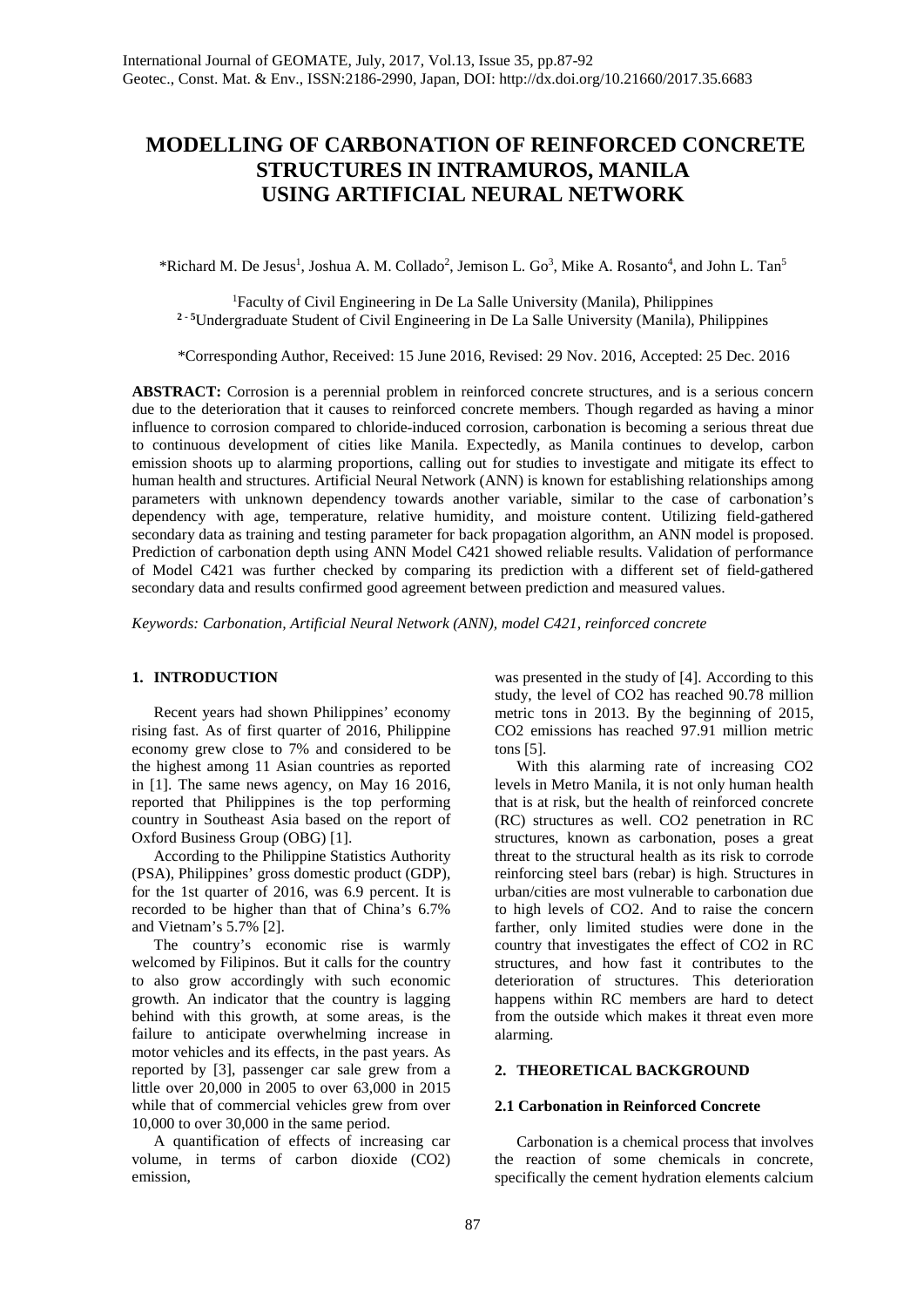# MODELLING OF CARBONATION OF REINFORCED CONCRETE STRUCTURES IN INTRAMUROS, MANILA USING ARTIFICIAL NEURAL NETWORK

*Richard M. De Jesus[1], Joshua A. M. Collado[2], Jemison L. Go[3], Mike A. Rosanto[4], and John L. Tan[5]

[1]Faculty of Civil Engineering in De La Salle University (Manila), Philippines
[2 - 5]Undergraduate Student of Civil Engineering in De La Salle University (Manila), Philippines

*Corresponding Author, Received: 15 June 2016, Revised: 29 Nov. 2016, Accepted: 25 Dec. 2016

**ABSTRACT:** Corrosion is a perennial problem in reinforced concrete structures, and is a serious concern due to the deterioration that it causes to reinforced concrete members. Though regarded as having a minor influence to corrosion compared to chloride-induced corrosion, carbonation is becoming a serious threat due to continuous development of cities like Manila. Expectedly, as Manila continues to develop, carbon emission shoots up to alarming proportions, calling out for studies to investigate and mitigate its effect to human health and structures. Artificial Neural Network (ANN) is known for establishing relationships among parameters with unknown dependency towards another variable, similar to the case of carbonation's dependency with age, temperature, relative humidity, and moisture content. Utilizing field-gathered secondary data as training and testing parameter for back propagation algorithm, an ANN model is proposed. Prediction of carbonation depth using ANN Model C421 showed reliable results. Validation of performance of Model C421 was further checked by comparing its prediction with a different set of field-gathered secondary data and results confirmed good agreement between prediction and measured values.

*Keywords: Carbonation, Artificial Neural Network (ANN), model C421, reinforced concrete*

## 1. INTRODUCTION

Recent years had shown Philippines' economy rising fast. As of first quarter of 2016, Philippine economy grew close to 7% and considered to be the highest among 11 Asian countries as reported in [1]. The same news agency, on May 16 2016, reported that Philippines is the top performing country in Southeast Asia based on the report of Oxford Business Group (OBG) [1].

According to the Philippine Statistics Authority (PSA), Philippines' gross domestic product (GDP), for the 1st quarter of 2016, was 6.9 percent. It is recorded to be higher than that of China's 6.7% and Vietnam's 5.7% [2].

The country's economic rise is warmly welcomed by Filipinos. But it calls for the country to also grow accordingly with such economic growth. An indicator that the country is lagging behind with this growth, at some areas, is the failure to anticipate overwhelming increase in motor vehicles and its effects, in the past years. As reported by [3], passenger car sale grew from a little over 20,000 in 2005 to over 63,000 in 2015 while that of commercial vehicles grew from over 10,000 to over 30,000 in the same period.

A quantification of effects of increasing car volume, in terms of carbon dioxide ($CO_2$) emission, was presented in the study of [4]. According to this study, the level of $CO_2$ has reached 90.78 million metric tons in 2013. By the beginning of 2015, $CO_2$ emissions has reached 97.91 million metric tons [5].

With this alarming rate of increasing $CO_2$ levels in Metro Manila, it is not only human health that is at risk, but the health of reinforced concrete (RC) structures as well. $CO_2$ penetration in RC structures, known as carbonation, poses a great threat to the structural health as its risk to corrode reinforcing steel bars (rebar) is high. Structures in urban/cities are most vulnerable to carbonation due to high levels of $CO_2$. And to raise the concern farther, only limited studies were done in the country that investigates the effect of $CO_2$ in RC structures, and how fast it contributes to the deterioration of structures. This deterioration happens within RC members are hard to detect from the outside which makes it threat even more alarming.

## 2. THEORETICAL BACKGROUND

### 2.1 Carbonation in Reinforced Concrete

Carbonation is a chemical process that involves the reaction of some chemicals in concrete, specifically the cement hydration elements calcium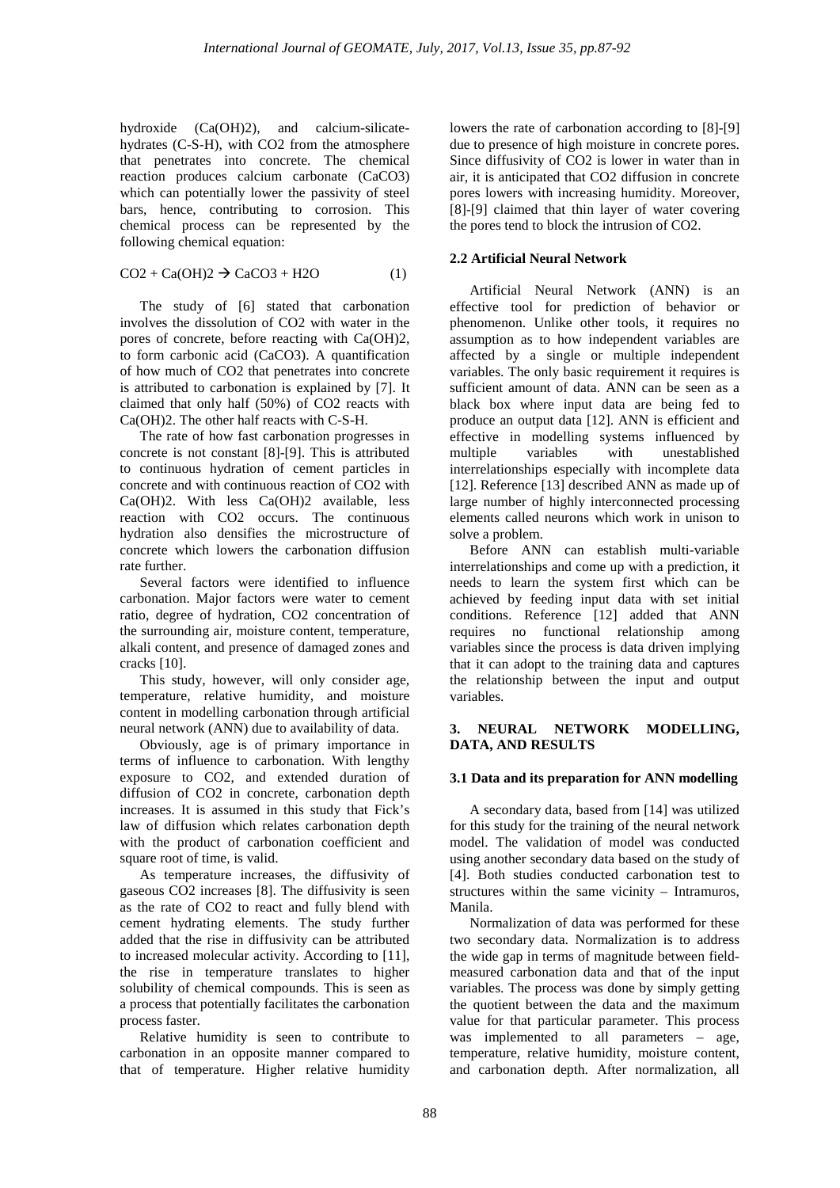hydroxide ($Ca(OH)_2$), and calcium-silicate-hydrates (C-S-H), with $CO_2$ from the atmosphere that penetrates into concrete. The chemical reaction produces calcium carbonate ($CaCO_3$) which can potentially lower the passivity of steel bars, hence, contributing to corrosion. This chemical process can be represented by the following chemical equation:

$$CO_2 + Ca(OH)_2 \rightarrow CaCO_3 + H_2O \quad (1)$$

The study of [6] stated that carbonation involves the dissolution of $CO_2$ with water in the pores of concrete, before reacting with $Ca(OH)_2$, to form carbonic acid ($CaCO_3$). A quantification of how much of $CO_2$ that penetrates into concrete is attributed to carbonation is explained by [7]. It claimed that only half (50%) of $CO_2$ reacts with $Ca(OH)_2$. The other half reacts with C-S-H.

The rate of how fast carbonation progresses in concrete is not constant [8]-[9]. This is attributed to continuous hydration of cement particles in concrete and with continuous reaction of $CO_2$ with $Ca(OH)_2$. With less $Ca(OH)_2$ available, less reaction with $CO_2$ occurs. The continuous hydration also densifies the microstructure of concrete which lowers the carbonation diffusion rate further.

Several factors were identified to influence carbonation. Major factors were water to cement ratio, degree of hydration, $CO_2$ concentration of the surrounding air, moisture content, temperature, alkali content, and presence of damaged zones and cracks [10].

This study, however, will only consider age, temperature, relative humidity, and moisture content in modelling carbonation through artificial neural network (ANN) due to availability of data.

Obviously, age is of primary importance in terms of influence to carbonation. With lengthy exposure to $CO_2$, and extended duration of diffusion of $CO_2$ in concrete, carbonation depth increases. It is assumed in this study that Fick's law of diffusion which relates carbonation depth with the product of carbonation coefficient and square root of time, is valid.

As temperature increases, the diffusivity of gaseous $CO_2$ increases [8]. The diffusivity is seen as the rate of $CO_2$ to react and fully blend with cement hydrating elements. The study further added that the rise in diffusivity can be attributed to increased molecular activity. According to [11], the rise in temperature translates to higher solubility of chemical compounds. This is seen as a process that potentially facilitates the carbonation process faster.

Relative humidity is seen to contribute to carbonation in an opposite manner compared to that of temperature. Higher relative humidity lowers the rate of carbonation according to [8]-[9] due to presence of high moisture in concrete pores. Since diffusivity of $CO_2$ is lower in water than in air, it is anticipated that $CO_2$ diffusion in concrete pores lowers with increasing humidity. Moreover, [8]-[9] claimed that thin layer of water covering the pores tend to block the intrusion of $CO_2$.

### 2.2 Artificial Neural Network

Artificial Neural Network (ANN) is an effective tool for prediction of behavior or phenomenon. Unlike other tools, it requires no assumption as to how independent variables are affected by a single or multiple independent variables. The only basic requirement it requires is sufficient amount of data. ANN can be seen as a black box where input data are being fed to produce an output data [12]. ANN is efficient and effective in modelling systems influenced by multiple variables with unestablished interrelationships especially with incomplete data [12]. Reference [13] described ANN as made up of large number of highly interconnected processing elements called neurons which work in unison to solve a problem.

Before ANN can establish multi-variable interrelationships and come up with a prediction, it needs to learn the system first which can be achieved by feeding input data with set initial conditions. Reference [12] added that ANN requires no functional relationship among variables since the process is data driven implying that it can adopt to the training data and captures the relationship between the input and output variables.

## 3. NEURAL NETWORK MODELLING, DATA, AND RESULTS

### 3.1 Data and its preparation for ANN modelling

A secondary data, based from [14] was utilized for this study for the training of the neural network model. The validation of model was conducted using another secondary data based on the study of [4]. Both studies conducted carbonation test to structures within the same vicinity – Intramuros, Manila.

Normalization of data was performed for these two secondary data. Normalization is to address the wide gap in terms of magnitude between field-measured carbonation data and that of the input variables. The process was done by simply getting the quotient between the data and the maximum value for that particular parameter. This process was implemented to all parameters – age, temperature, relative humidity, moisture content, and carbonation depth. After normalization, all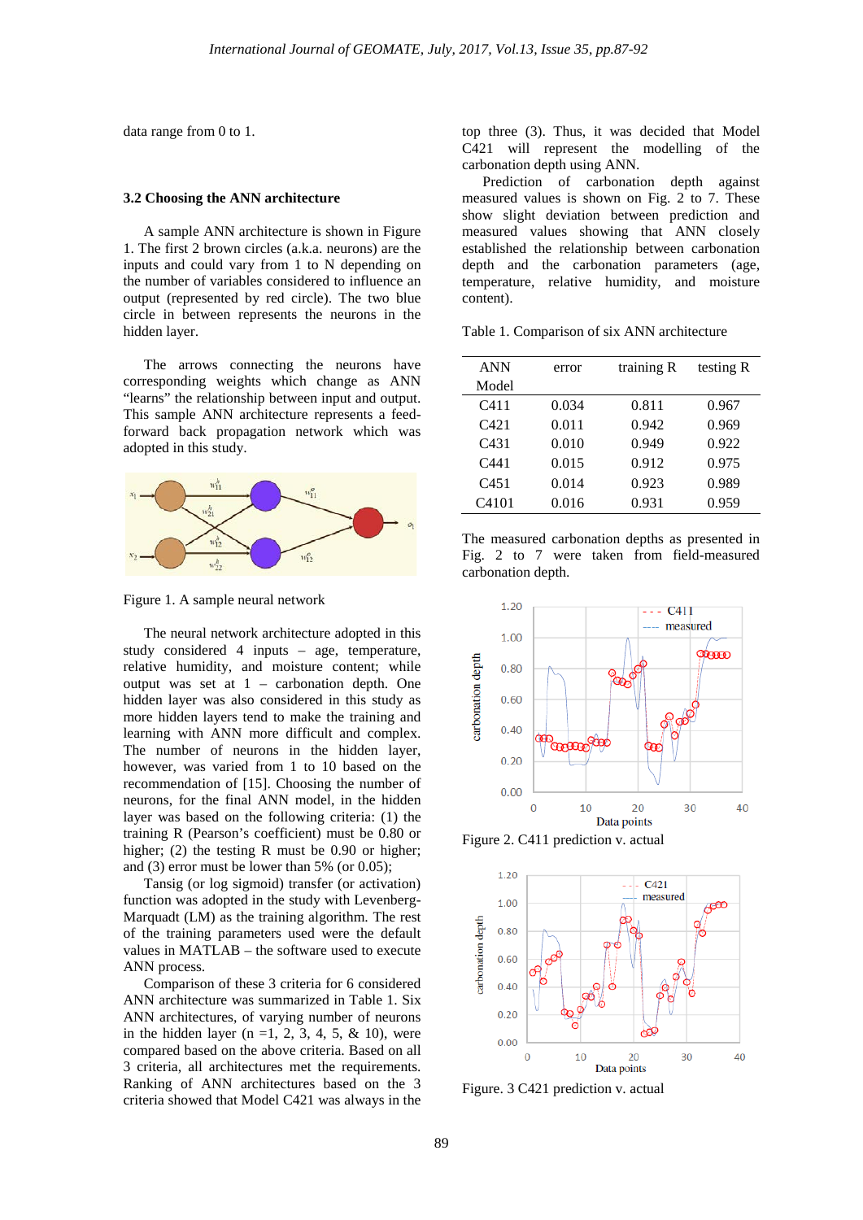data range from 0 to 1.

### 3.2 Choosing the ANN architecture

A sample ANN architecture is shown in Figure 1. The first 2 brown circles (a.k.a. neurons) are the inputs and could vary from 1 to N depending on the number of variables considered to influence an output (represented by red circle). The two blue circle in between represents the neurons in the hidden layer.

The arrows connecting the neurons have corresponding weights which change as ANN "learns" the relationship between input and output. This sample ANN architecture represents a feed-forward back propagation network which was adopted in this study.

Figure 1. A sample neural network

The neural network architecture adopted in this study considered 4 inputs – age, temperature, relative humidity, and moisture content; while output was set at 1 – carbonation depth. One hidden layer was also considered in this study as more hidden layers tend to make the training and learning with ANN more difficult and complex. The number of neurons in the hidden layer, however, was varied from 1 to 10 based on the recommendation of [15]. Choosing the number of neurons, for the final ANN model, in the hidden layer was based on the following criteria: (1) the training R (Pearson's coefficient) must be 0.80 or higher; (2) the testing R must be 0.90 or higher; and (3) error must be lower than 5% (or 0.05);

Tansig (or log sigmoid) transfer (or activation) function was adopted in the study with Levenberg-Marquardt (LM) as the training algorithm. The rest of the training parameters used were the default values in MATLAB – the software used to execute ANN process.

Comparison of these 3 criteria for 6 considered ANN architecture was summarized in Table 1. Six ANN architectures, of varying number of neurons in the hidden layer (n =1, 2, 3, 4, 5, & 10), were compared based on the above criteria. Based on all 3 criteria, all architectures met the requirements. Ranking of ANN architectures based on the 3 criteria showed that Model C421 was always in the top three (3). Thus, it was decided that Model C421 will represent the modelling of the carbonation depth using ANN.

Prediction of carbonation depth against measured values is shown on Fig. 2 to 7. These show slight deviation between prediction and measured values showing that ANN closely established the relationship between carbonation depth and the carbonation parameters (age, temperature, relative humidity, and moisture content).

Table 1. Comparison of six ANN architecture

| ANN Model | error | training R | testing R |
|---|---|---|---|
| C411 | 0.034 | 0.811 | 0.967 |
| C421 | 0.011 | 0.942 | 0.969 |
| C431 | 0.010 | 0.949 | 0.922 |
| C441 | 0.015 | 0.912 | 0.975 |
| C451 | 0.014 | 0.923 | 0.989 |
| C4101 | 0.016 | 0.931 | 0.959 |

The measured carbonation depths as presented in Fig. 2 to 7 were taken from field-measured carbonation depth.

Figure 2. C411 prediction v. actual

Figure. 3 C421 prediction v. actual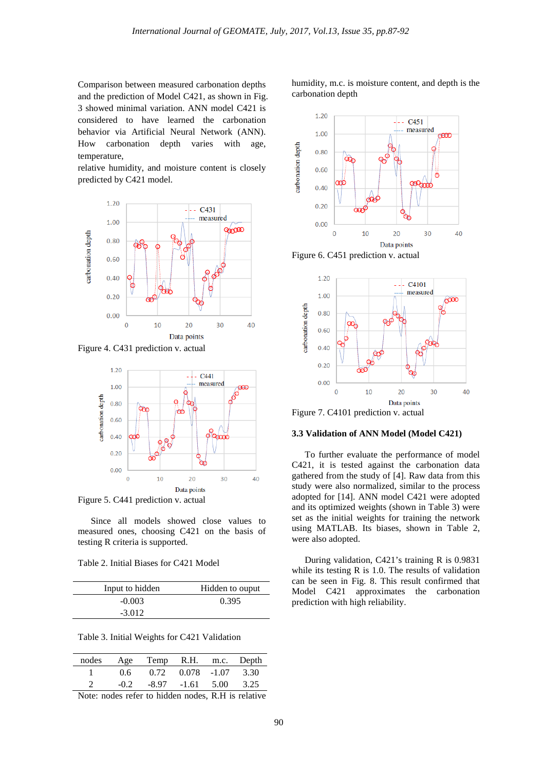Comparison between measured carbonation depths and the prediction of Model C421, as shown in Fig. 3 showed minimal variation. ANN model C421 is considered to have learned the carbonation behavior via Artificial Neural Network (ANN). How carbonation depth varies with age, temperature,
relative humidity, and moisture content is closely predicted by C421 model.

Figure 4. C431 prediction v. actual

Figure 5. C441 prediction v. actual

Since all models showed close values to measured ones, choosing C421 on the basis of testing R criteria is supported.

Table 2. Initial Biases for C421 Model

| Input to hidden | Hidden to ouput |
|---|---|
| -0.003 | 0.395 |
| -3.012 | |

Table 3. Initial Weights for C421 Validation

| nodes | Age | Temp | R.H. | m.c. | Depth |
|---|---|---|---|---|---|
| 1 | 0.6 | 0.72 | 0.078 | -1.07 | 3.30 |
| 2 | -0.2 | -8.97 | -1.61 | 5.00 | 3.25 |

Note: nodes refer to hidden nodes, R.H is relative humidity, m.c. is moisture content, and depth is the carbonation depth

Figure 6. C451 prediction v. actual

Figure 7. C4101 prediction v. actual

### 3.3 Validation of ANN Model (Model C421)

To further evaluate the performance of model C421, it is tested against the carbonation data gathered from the study of [4]. Raw data from this study were also normalized, similar to the process adopted for [14]. ANN model C421 were adopted and its optimized weights (shown in Table 3) were set as the initial weights for training the network using MATLAB. Its biases, shown in Table 2, were also adopted.

During validation, C421's training R is 0.9831 while its testing R is 1.0. The results of validation can be seen in Fig. 8. This result confirmed that Model C421 approximates the carbonation prediction with high reliability.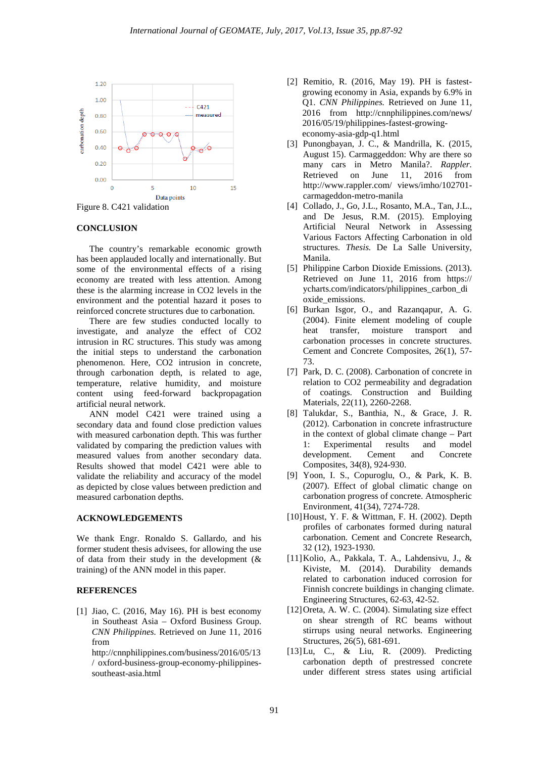Figure 8. C421 validation

## CONCLUSION

The country's remarkable economic growth has been applauded locally and internationally. But some of the environmental effects of a rising economy are treated with less attention. Among these is the alarming increase in CO2 levels in the environment and the potential hazard it poses to reinforced concrete structures due to carbonation.

There are few studies conducted locally to investigate, and analyze the effect of CO2 intrusion in RC structures. This study was among the initial steps to understand the carbonation phenomenon. Here, CO2 intrusion in concrete, through carbonation depth, is related to age, temperature, relative humidity, and moisture content using feed-forward backpropagation artificial neural network.

ANN model C421 were trained using a secondary data and found close prediction values with measured carbonation depth. This was further validated by comparing the prediction values with measured values from another secondary data. Results showed that model C421 were able to validate the reliability and accuracy of the model as depicted by close values between prediction and measured carbonation depths.

## ACKNOWLEDGEMENTS

We thank Engr. Ronaldo S. Gallardo, and his former student thesis advisees, for allowing the use of data from their study in the development (& training) of the ANN model in this paper.

## REFERENCES

[1] Jiao, C. (2016, May 16). PH is best economy in Southeast Asia – Oxford Business Group. *CNN Philippines.* Retrieved on June 11, 2016 from http://cnnphilippines.com/business/2016/05/13/ oxford-business-group-economy-philippines-southeast-asia.html

[2] Remitio, R. (2016, May 19). PH is fastest-growing economy in Asia, expands by 6.9% in Q1. *CNN Philippines.* Retrieved on June 11, 2016 from http://cnnphilippines.com/news/2016/05/19/philippines-fastest-growing-economy-asia-gdp-q1.html

[3] Punongbayan, J. C., & Mandrilla, K. (2015, August 15). Carmageddon: Why are there so many cars in Metro Manila?. *Rappler.* Retrieved on June 11, 2016 from http://www.rappler.com/ views/imho/102701-carmageddon-metro-manila

[4] Collado, J., Go, J.L., Rosanto, M.A., Tan, J.L., and De Jesus, R.M. (2015). Employing Artificial Neural Network in Assessing Various Factors Affecting Carbonation in old structures. *Thesis.* De La Salle University, Manila.

[5] Philippine Carbon Dioxide Emissions. (2013). Retrieved on June 11, 2016 from https://ycharts.com/indicators/philippines_carbon_dioxide_emissions.

[6] Burkan Isgor, O., and Razanqapur, A. G. (2004). Finite element modeling of couple heat transfer, moisture transport and carbonation processes in concrete structures. Cement and Concrete Composites, 26(1), 57-73.

[7] Park, D. C. (2008). Carbonation of concrete in relation to CO2 permeability and degradation of coatings. Construction and Building Materials, 22(11), 2260-2268.

[8] Talukdar, S., Banthia, N., & Grace, J. R. (2012). Carbonation in concrete infrastructure in the context of global climate change – Part 1: Experimental results and model development. Cement and Concrete Composites, 34(8), 924-930.

[9] Yoon, I. S., Copuroglu, O., & Park, K. B. (2007). Effect of global climatic change on carbonation progress of concrete. Atmospheric Environment, 41(34), 7274-728.

[10] Houst, Y. F. & Wittman, F. H. (2002). Depth profiles of carbonates formed during natural carbonation. Cement and Concrete Research, 32 (12), 1923-1930.

[11] Kolio, A., Pakkala, T. A., Lahdensivu, J., & Kiviste, M. (2014). Durability demands related to carbonation induced corrosion for Finnish concrete buildings in changing climate. Engineering Structures, 62-63, 42-52.

[12] Oreta, A. W. C. (2004). Simulating size effect on shear strength of RC beams without stirrups using neural networks. Engineering Structures, 26(5), 681-691.

[13] Lu, C., & Liu, R. (2009). Predicting carbonation depth of prestressed concrete under different stress states using artificial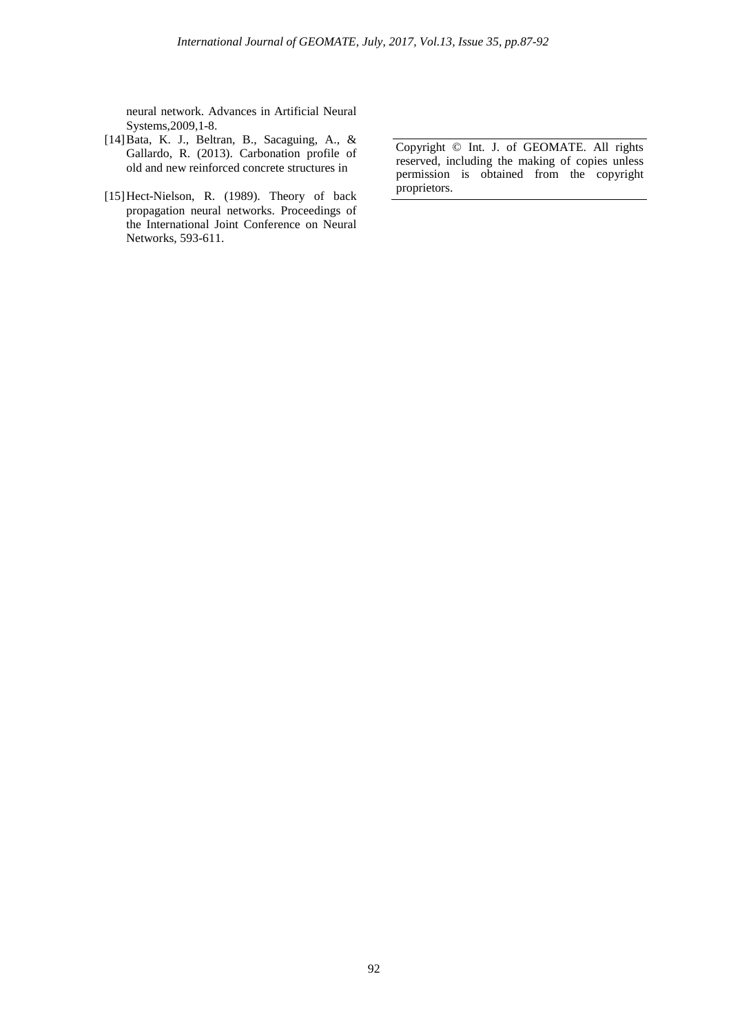neural network. Advances in Artificial Neural Systems,2009,1-8.

[14] Bata, K. J., Beltran, B., Sacaguing, A., & Gallardo, R. (2013). Carbonation profile of old and new reinforced concrete structures in

[15] Hect-Nielson, R. (1989). Theory of back propagation neural networks. Proceedings of the International Joint Conference on Neural Networks, 593-611.

---

Copyright © Int. J. of GEOMATE. All rights reserved, including the making of copies unless permission is obtained from the copyright proprietors.

---